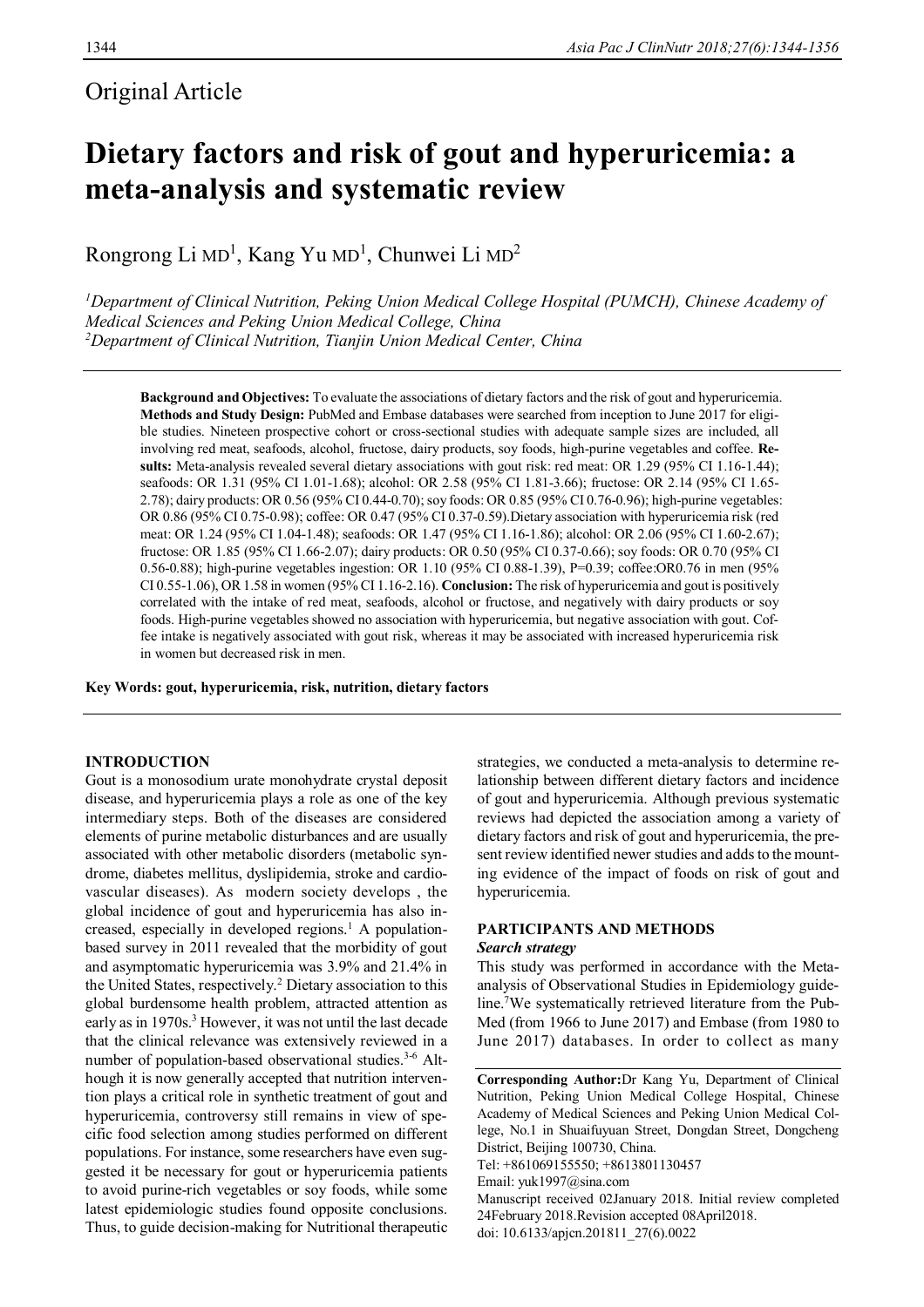Original Article

# Dietary factors and risk of gout and hyperuricemia: a meta-analysis and systematic review

Rongrong Li MD[1], Kang Yu MD[1], Chunwei Li MD[2]

[1]*Department of Clinical Nutrition, Peking Union Medical College Hospital (PUMCH), Chinese Academy of Medical Sciences and Peking Union Medical College, China*
[2]*Department of Clinical Nutrition, Tianjin Union Medical Center, China*

**Background and Objectives:** To evaluate the associations of dietary factors and the risk of gout and hyperuricemia. **Methods and Study Design:** PubMed and Embase databases were searched from inception to June 2017 for eligible studies. Nineteen prospective cohort or cross-sectional studies with adequate sample sizes are included, all involving red meat, seafoods, alcohol, fructose, dairy products, soy foods, high-purine vegetables and coffee. **Results:** Meta-analysis revealed several dietary associations with gout risk: red meat: OR 1.29 (95% CI 1.16-1.44); seafoods: OR 1.31 (95% CI 1.01-1.68); alcohol: OR 2.58 (95% CI 1.81-3.66); fructose: OR 2.14 (95% CI 1.65-2.78); dairy products: OR 0.56 (95% CI 0.44-0.70); soy foods: OR 0.85 (95% CI 0.76-0.96); high-purine vegetables: OR 0.86 (95% CI 0.75-0.98); coffee: OR 0.47 (95% CI 0.37-0.59).Dietary association with hyperuricemia risk (red meat: OR 1.24 (95% CI 1.04-1.48); seafoods: OR 1.47 (95% CI 1.16-1.86); alcohol: OR 2.06 (95% CI 1.60-2.67); fructose: OR 1.85 (95% CI 1.66-2.07); dairy products: OR 0.50 (95% CI 0.37-0.66); soy foods: OR 0.70 (95% CI 0.56-0.88); high-purine vegetables ingestion: OR 1.10 (95% CI 0.88-1.39), P=0.39; coffee:OR0.76 in men (95% CI 0.55-1.06), OR 1.58 in women (95% CI 1.16-2.16). **Conclusion:** The risk of hyperuricemia and gout is positively correlated with the intake of red meat, seafoods, alcohol or fructose, and negatively with dairy products or soy foods. High-purine vegetables showed no association with hyperuricemia, but negative association with gout. Coffee intake is negatively associated with gout risk, whereas it may be associated with increased hyperuricemia risk in women but decreased risk in men.

**Key Words: gout, hyperuricemia, risk, nutrition, dietary factors**

## INTRODUCTION

Gout is a monosodium urate monohydrate crystal deposit disease, and hyperuricemia plays a role as one of the key intermediary steps. Both of the diseases are considered elements of purine metabolic disturbances and are usually associated with other metabolic disorders (metabolic syndrome, diabetes mellitus, dyslipidemia, stroke and cardiovascular diseases). As modern society develops , the global incidence of gout and hyperuricemia has also increased, especially in developed regions.[1] A population-based survey in 2011 revealed that the morbidity of gout and asymptomatic hyperuricemia was 3.9% and 21.4% in the United States, respectively.[2] Dietary association to this global burdensome health problem, attracted attention as early as in 1970s.[3] However, it was not until the last decade that the clinical relevance was extensively reviewed in a number of population-based observational studies.[3-6] Although it is now generally accepted that nutrition intervention plays a critical role in synthetic treatment of gout and hyperuricemia, controversy still remains in view of specific food selection among studies performed on different populations. For instance, some researchers have even suggested it be necessary for gout or hyperuricemia patients to avoid purine-rich vegetables or soy foods, while some latest epidemiologic studies found opposite conclusions. Thus, to guide decision-making for Nutritional therapeutic strategies, we conducted a meta-analysis to determine relationship between different dietary factors and incidence of gout and hyperuricemia. Although previous systematic reviews had depicted the association among a variety of dietary factors and risk of gout and hyperuricemia, the present review identified newer studies and adds to the mounting evidence of the impact of foods on risk of gout and hyperuricemia.

## PARTICIPANTS AND METHODS

### *Search strategy*

This study was performed in accordance with the Meta-analysis of Observational Studies in Epidemiology guideline.[7]We systematically retrieved literature from the PubMed (from 1966 to June 2017) and Embase (from 1980 to June 2017) databases. In order to collect as many

**Corresponding Author:**Dr Kang Yu, Department of Clinical Nutrition, Peking Union Medical College Hospital, Chinese Academy of Medical Sciences and Peking Union Medical College, No.1 in Shuaifuyuan Street, Dongdan Street, Dongcheng District, Beijing 100730, China.
Tel: +861069155550; +8613801130457
Email: yuk1997@sina.com
Manuscript received 02January 2018. Initial review completed 24February 2018.Revision accepted 08April2018.
doi: 10.6133/apjcn.201811_27(6).0022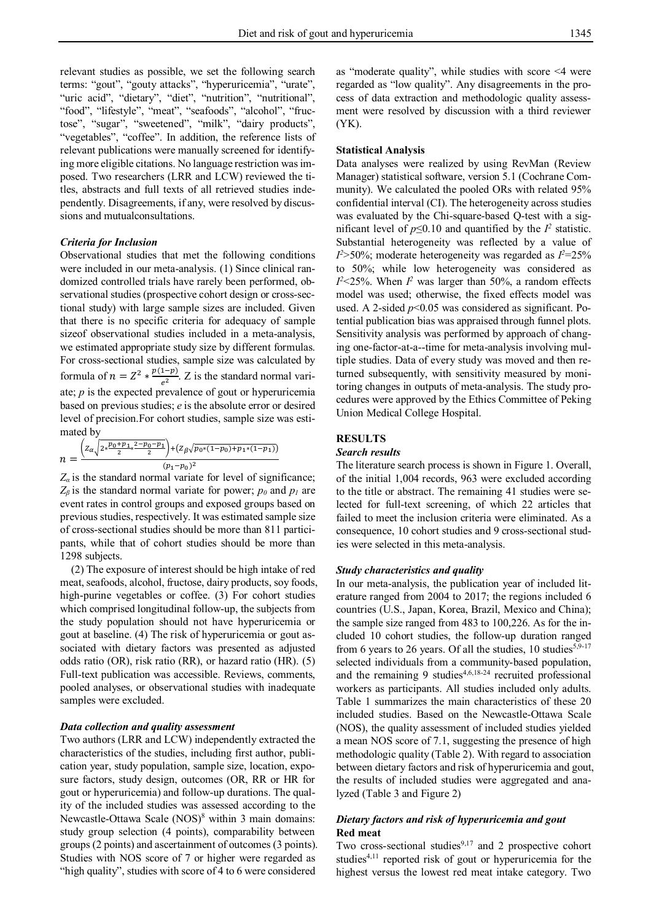relevant studies as possible, we set the following search terms: "gout", "gouty attacks", "hyperuricemia", "urate", "uric acid", "dietary", "diet", "nutrition", "nutritional", "food", "lifestyle", "meat", "seafoods", "alcohol", "fructose", "sugar", "sweetened", "milk", "dairy products", "vegetables", "coffee". In addition, the reference lists of relevant publications were manually screened for identifying more eligible citations. No language restriction was imposed. Two researchers (LRR and LCW) reviewed the titles, abstracts and full texts of all retrieved studies independently. Disagreements, if any, were resolved by discussions and mutualconsultations.

### *Criteria for Inclusion*

Observational studies that met the following conditions were included in our meta-analysis. (1) Since clinical randomized controlled trials have rarely been performed, observational studies (prospective cohort design or cross-sectional study) with large sample sizes are included. Given that there is no specific criteria for adequacy of sample sizeof observational studies included in a meta-analysis, we estimated appropriate study size by different formulas. For cross-sectional studies, sample size was calculated by formula of $n = Z^2 * \frac{p(1-p)}{e^2}$. Z is the standard normal variate; *p* is the expected prevalence of gout or hyperuricemia based on previous studies; *e* is the absolute error or desired level of precision.For cohort studies, sample size was estimated by

$$n = \frac{\left(Z_\alpha\sqrt{2 * \frac{p_0+p_1}{2} * \frac{2-p_0-p_1}{2}}\right) + \left(Z_\beta\sqrt{p_0 * (1-p_0) + p_1 * (1-p_1)}\right)}{(p_1-p_0)^2}$$

$Z_\alpha$ is the standard normal variate for level of significance; $Z_\beta$ is the standard normal variate for power; $p_0$ and $p_1$ are event rates in control groups and exposed groups based on previous studies, respectively. It was estimated sample size of cross-sectional studies should be more than 811 participants, while that of cohort studies should be more than 1298 subjects.

(2) The exposure of interest should be high intake of red meat, seafoods, alcohol, fructose, dairy products, soy foods, high-purine vegetables or coffee. (3) For cohort studies which comprised longitudinal follow-up, the subjects from the study population should not have hyperuricemia or gout at baseline. (4) The risk of hyperuricemia or gout associated with dietary factors was presented as adjusted odds ratio (OR), risk ratio (RR), or hazard ratio (HR). (5) Full-text publication was accessible. Reviews, comments, pooled analyses, or observational studies with inadequate samples were excluded.

### *Data collection and quality assessment*

Two authors (LRR and LCW) independently extracted the characteristics of the studies, including first author, publication year, study population, sample size, location, exposure factors, study design, outcomes (OR, RR or HR for gout or hyperuricemia) and follow-up durations. The quality of the included studies was assessed according to the Newcastle-Ottawa Scale (NOS)[8] within 3 main domains: study group selection (4 points), comparability between groups (2 points) and ascertainment of outcomes (3 points). Studies with NOS score of 7 or higher were regarded as "high quality", studies with score of 4 to 6 were considered as "moderate quality", while studies with score <4 were regarded as "low quality". Any disagreements in the process of data extraction and methodologic quality assessment were resolved by discussion with a third reviewer (YK).

### **Statistical Analysis**

Data analyses were realized by using RevMan (Review Manager) statistical software, version 5.1 (Cochrane Community). We calculated the pooled ORs with related 95% confidential interval (CI). The heterogeneity across studies was evaluated by the Chi-square-based Q-test with a significant level of $p \leq 0.10$ and quantified by the $I^2$ statistic. Substantial heterogeneity was reflected by a value of $I^2 > 50\%$; moderate heterogeneity was regarded as $I^2 = 25\%$ to 50%; while low heterogeneity was considered as $I^2 < 25\%$. When $I^2$ was larger than 50%, a random effects model was used; otherwise, the fixed effects model was used. A 2-sided $p < 0.05$ was considered as significant. Potential publication bias was appraised through funnel plots. Sensitivity analysis was performed by approach of changing one-factor-at-a--time for meta-analysis involving multiple studies. Data of every study was moved and then returned subsequently, with sensitivity measured by monitoring changes in outputs of meta-analysis. The study procedures were approved by the Ethics Committee of Peking Union Medical College Hospital.

## **RESULTS**

### *Search results*

The literature search process is shown in Figure 1. Overall, of the initial 1,004 records, 963 were excluded according to the title or abstract. The remaining 41 studies were selected for full-text screening, of which 22 articles that failed to meet the inclusion criteria were eliminated. As a consequence, 10 cohort studies and 9 cross-sectional studies were selected in this meta-analysis.

### *Study characteristics and quality*

In our meta-analysis, the publication year of included literature ranged from 2004 to 2017; the regions included 6 countries (U.S., Japan, Korea, Brazil, Mexico and China); the sample size ranged from 483 to 100,226. As for the included 10 cohort studies, the follow-up duration ranged from 6 years to 26 years. Of all the studies, 10 studies[5,9-17] selected individuals from a community-based population, and the remaining 9 studies[4,6,18-24] recruited professional workers as participants. All studies included only adults. Table 1 summarizes the main characteristics of these 20 included studies. Based on the Newcastle-Ottawa Scale (NOS), the quality assessment of included studies yielded a mean NOS score of 7.1, suggesting the presence of high methodologic quality (Table 2). With regard to association between dietary factors and risk of hyperuricemia and gout, the results of included studies were aggregated and analyzed (Table 3 and Figure 2)

### *Dietary factors and risk of hyperuricemia and gout*

#### **Red meat**

Two cross-sectional studies[9,17] and 2 prospective cohort studies[4,11] reported risk of gout or hyperuricemia for the highest versus the lowest red meat intake category. Two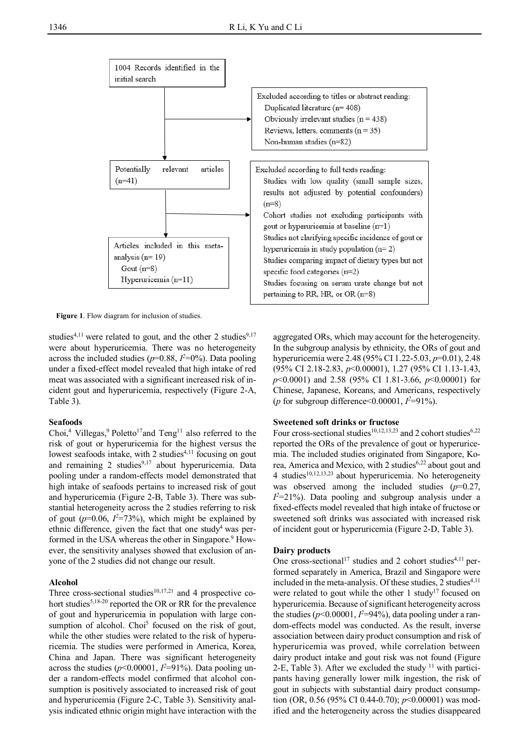1004 Records identified in the initial search

Excluded according to titles or abstract reading:
- Duplicated literature (n= 408)
- Obviously irrelevant studies (n = 438)
- Reviews, letters, comments (n = 35)
- Non-human studies (n=82)

Potentially relevant articles (n=41)

Excluded according to full texts reading:
- Studies with low quality (small sample sizes, results not adjusted by potential confounders) (n=8)
- Cohort studies not excluding participants with gout or hyperuricemia at baseline (n=1)
- Studies not clarifying specific incidence of gout or hyperuricemia in study population (n= 2)
- Studies comparing impact of dietary types but not specific food categories (n=2)
- Studies focusing on serum urate change but not pertaining to RR, HR, or OR (n=8)

Articles included in this meta-analysis (n= 19)
- Gout (n=8)
- Hyperuricemia (n=11)

**Figure 1**. Flow diagram for inclusion of studies.

studies[4,11] were related to gout, and the other 2 studies[9,17] were about hyperuricemia. There was no heterogeneity across the included studies ($p$=0.88, $I^2$=0%). Data pooling under a fixed-effect model revealed that high intake of red meat was associated with a significant increased risk of incident gout and hyperuricemia, respectively (Figure 2-A, Table 3).

### Seafoods

Choi,[4] Villegas,[9] Poletto[17] and Teng[11] also referred to the risk of gout or hyperuricemia for the highest versus the lowest seafoods intake, with 2 studies[4,11] focusing on gout and remaining 2 studies[9,17] about hyperuricemia. Data pooling under a random-effects model demonstrated that high intake of seafoods pertains to increased risk of gout and hyperuricemia (Figure 2-B, Table 3). There was substantial heterogeneity across the 2 studies referring to risk of gout ($p$=0.06, $I^2$=73%), which might be explained by ethnic difference, given the fact that one study[4] was performed in the USA whereas the other in Singapore.[9] However, the sensitivity analyses showed that exclusion of anyone of the 2 studies did not change our result.

### Alcohol

Three cross-sectional studies[10,17,21] and 4 prospective cohort studies[5,18-20] reported the OR or RR for the prevalence of gout and hyperuricemia in population with large consumption of alcohol. Choi[5] focused on the risk of gout, while the other studies were related to the risk of hyperuricemia. The studies were performed in America, Korea, China and Japan. There was significant heterogeneity across the studies ($p$<0.00001, $I^2$=91%). Data pooling under a random-effects model confirmed that alcohol consumption is positively associated to increased risk of gout and hyperuricemia (Figure 2-C, Table 3). Sensitivity analysis indicated ethnic origin might have interaction with the aggregated ORs, which may account for the heterogeneity. In the subgroup analysis by ethnicity, the ORs of gout and hyperuricemia were 2.48 (95% CI 1.22-5.03, $p$=0.01), 2.48 (95% CI 2.18-2.83, $p$<0.00001), 1.27 (95% CI 1.13-1.43, $p$<0.0001) and 2.58 (95% CI 1.81-3.66, $p$<0.00001) for Chinese, Japanese, Koreans, and Americans, respectively ($p$ for subgroup difference<0.00001, $I^2$=91%).

### Sweetened soft drinks or fructose

Four cross-sectional studies[10,12,13,23] and 2 cohort studies[6,22] reported the ORs of the prevalence of gout or hyperuricemia. The included studies originated from Singapore, Korea, America and Mexico, with 2 studies[6,22] about gout and 4 studies[10,12,13,23] about hyperuricemia. No heterogeneity was observed among the included studies ($p$=0.27, $I^2$=21%). Data pooling and subgroup analysis under a fixed-effects model revealed that high intake of fructose or sweetened soft drinks was associated with increased risk of incident gout or hyperuricemia (Figure 2-D, Table 3).

### Dairy products

One cross-sectional[17] studies and 2 cohort studies[4,11] performed separately in America, Brazil and Singapore were included in the meta-analysis. Of these studies, 2 studies[4,11] were related to gout while the other 1 study[17] focused on hyperuricemia. Because of significant heterogeneity across the studies ($p$<0.00001, $I^2$=94%), data pooling under a random-effects model was conducted. As the result, inverse association between dairy product consumption and risk of hyperuricemia was proved, while correlation between dairy product intake and gout risk was not found (Figure 2-E, Table 3). After we excluded the study [11] with participants having generally lower milk ingestion, the risk of gout in subjects with substantial dairy product consumption (OR, 0.56 (95% CI 0.44-0.70); $p$<0.00001) was modified and the heterogeneity across the studies disappeared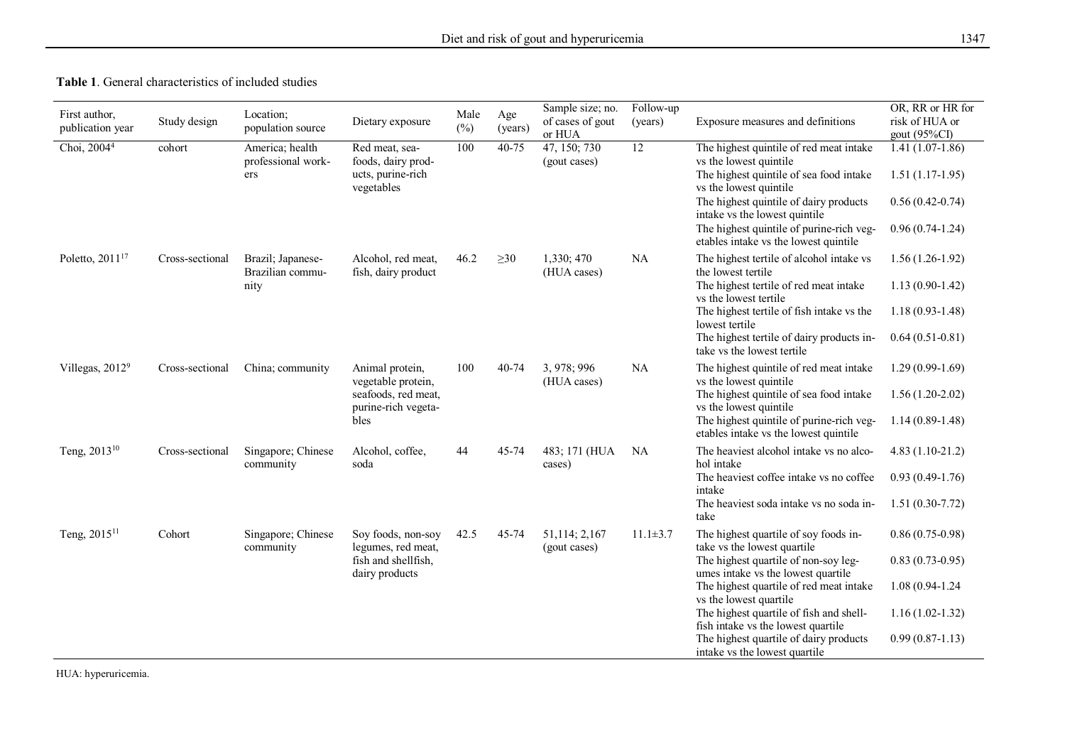**Table 1**. General characteristics of included studies

| First author, publication year | Study design | Location; population source | Dietary exposure | Male (%) | Age (years) | Sample size; no. of cases of gout or HUA | Follow-up (years) | Exposure measures and definitions | OR, RR or HR for risk of HUA or gout (95%CI) |
|---|---|---|---|---|---|---|---|---|---|
| Choi, 2004[4] | cohort | America; health professional workers | Red meat, sea-foods, dairy products, purine-rich vegetables | 100 | 40-75 | 47, 150; 730 (gout cases) | 12 | The highest quintile of red meat intake vs the lowest quintile | 1.41 (1.07-1.86) |
| | | | | | | | | The highest quintile of sea food intake vs the lowest quintile | 1.51 (1.17-1.95) |
| | | | | | | | | The highest quintile of dairy products intake vs the lowest quintile | 0.56 (0.42-0.74) |
| | | | | | | | | The highest quintile of purine-rich vegetables intake vs the lowest quintile | 0.96 (0.74-1.24) |
| Poletto, 2011[17] | Cross-sectional | Brazil; Japanese-Brazilian community | Alcohol, red meat, fish, dairy product | 46.2 | ≥30 | 1,330; 470 (HUA cases) | NA | The highest tertile of alcohol intake vs the lowest tertile | 1.56 (1.26-1.92) |
| | | | | | | | | The highest tertile of red meat intake vs the lowest tertile | 1.13 (0.90-1.42) |
| | | | | | | | | The highest tertile of fish intake vs the lowest tertile | 1.18 (0.93-1.48) |
| | | | | | | | | The highest tertile of dairy products intake vs the lowest tertile | 0.64 (0.51-0.81) |
| Villegas, 2012[9] | Cross-sectional | China; community | Animal protein, vegetable protein, seafoods, red meat, purine-rich vegetables | 100 | 40-74 | 3, 978; 996 (HUA cases) | NA | The highest quintile of red meat intake vs the lowest quintile | 1.29 (0.99-1.69) |
| | | | | | | | | The highest quintile of sea food intake vs the lowest quintile | 1.56 (1.20-2.02) |
| | | | | | | | | The highest quintile of purine-rich vegetables intake vs the lowest quintile | 1.14 (0.89-1.48) |
| Teng, 2013[10] | Cross-sectional | Singapore; Chinese community | Alcohol, coffee, soda | 44 | 45-74 | 483; 171 (HUA cases) | NA | The heaviest alcohol intake vs no alcohol intake | 4.83 (1.10-21.2) |
| | | | | | | | | The heaviest coffee intake vs no coffee intake | 0.93 (0.49-1.76) |
| | | | | | | | | The heaviest soda intake vs no soda intake | 1.51 (0.30-7.72) |
| Teng, 2015[11] | Cohort | Singapore; Chinese community | Soy foods, non-soy legumes, red meat, fish and shellfish, dairy products | 42.5 | 45-74 | 51,114; 2,167 (gout cases) | 11.1±3.7 | The highest quartile of soy foods intake vs the lowest quartile | 0.86 (0.75-0.98) |
| | | | | | | | | The highest quartile of non-soy legumes intake vs the lowest quartile | 0.83 (0.73-0.95) |
| | | | | | | | | The highest quartile of red meat intake vs the lowest quartile | 1.08 (0.94-1.24 |
| | | | | | | | | The highest quartile of fish and shellfish intake vs the lowest quartile | 1.16 (1.02-1.32) |
| | | | | | | | | The highest quartile of dairy products intake vs the lowest quartile | 0.99 (0.87-1.13) |

HUA: hyperuricemia.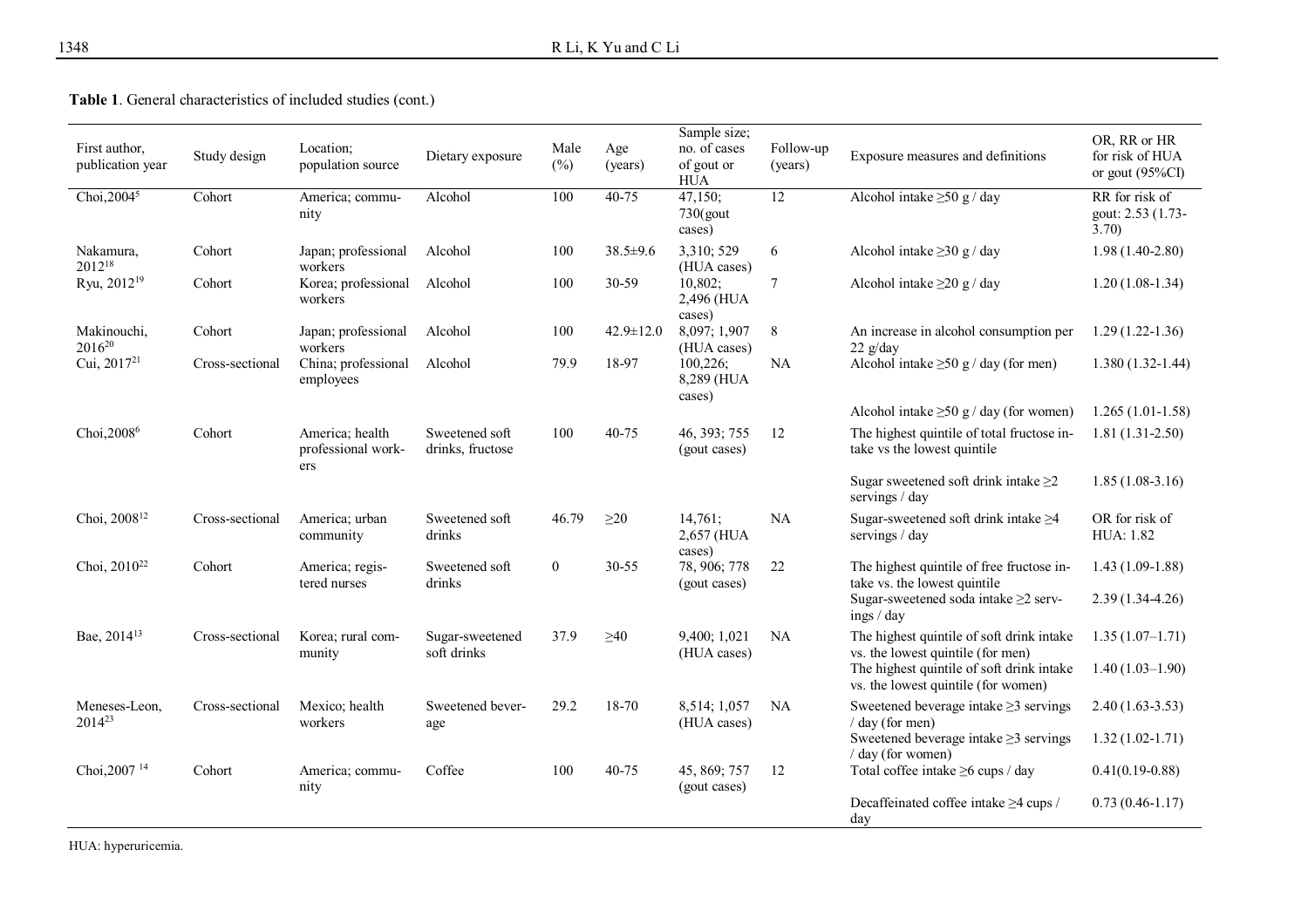**Table 1**. General characteristics of included studies (cont.)

| First author, publication year | Study design | Location; population source | Dietary exposure | Male (%) | Age (years) | Sample size; no. of cases of gout or HUA | Follow-up (years) | Exposure measures and definitions | OR, RR or HR for risk of HUA or gout (95%CI) |
|---|---|---|---|---|---|---|---|---|---|
| Choi,2004[5] | Cohort | America; community | Alcohol | 100 | 40-75 | 47,150; 730(gout cases) | 12 | Alcohol intake ≥50 g / day | RR for risk of gout: 2.53 (1.73-3.70) |
| Nakamura, 2012[18] | Cohort | Japan; professional workers | Alcohol | 100 | 38.5±9.6 | 3,310; 529 (HUA cases) | 6 | Alcohol intake ≥30 g / day | 1.98 (1.40-2.80) |
| Ryu, 2012[19] | Cohort | Korea; professional workers | Alcohol | 100 | 30-59 | 10,802; 2,496 (HUA cases) | 7 | Alcohol intake ≥20 g / day | 1.20 (1.08-1.34) |
| Makinouchi, 2016[20] | Cohort | Japan; professional workers | Alcohol | 100 | 42.9±12.0 | 8,097; 1,907 (HUA cases) | 8 | An increase in alcohol consumption per 22 g/day | 1.29 (1.22-1.36) |
| Cui, 2017[21] | Cross-sectional | China; professional employees | Alcohol | 79.9 | 18-97 | 100,226; 8,289 (HUA cases) | NA | Alcohol intake ≥50 g / day (for men) | 1.380 (1.32-1.44) |
| | | | | | | | | Alcohol intake ≥50 g / day (for women) | 1.265 (1.01-1.58) |
| Choi,2008[6] | Cohort | America; health professional workers | Sweetened soft drinks, fructose | 100 | 40-75 | 46, 393; 755 (gout cases) | 12 | The highest quintile of total fructose intake vs the lowest quintile | 1.81 (1.31-2.50) |
| | | | | | | | | Sugar sweetened soft drink intake ≥2 servings / day | 1.85 (1.08-3.16) |
| Choi, 2008[12] | Cross-sectional | America; urban community | Sweetened soft drinks | 46.79 | ≥20 | 14,761; 2,657 (HUA cases) | NA | Sugar-sweetened soft drink intake ≥4 servings / day | OR for risk of HUA: 1.82 |
| Choi, 2010[22] | Cohort | America; registered nurses | Sweetened soft drinks | 0 | 30-55 | 78, 906; 778 (gout cases) | 22 | The highest quintile of free fructose intake vs. the lowest quintile | 1.43 (1.09-1.88) |
| | | | | | | | | Sugar-sweetened soda intake ≥2 servings / day | 2.39 (1.34-4.26) |
| Bae, 2014[13] | Cross-sectional | Korea; rural community | Sugar-sweetened soft drinks | 37.9 | ≥40 | 9,400; 1,021 (HUA cases) | NA | The highest quintile of soft drink intake vs. the lowest quintile (for men) | 1.35 (1.07–1.71) |
| | | | | | | | | The highest quintile of soft drink intake vs. the lowest quintile (for women) | 1.40 (1.03–1.90) |
| Meneses-Leon, 2014[23] | Cross-sectional | Mexico; health workers | Sweetened beverage | 29.2 | 18-70 | 8,514; 1,057 (HUA cases) | NA | Sweetened beverage intake ≥3 servings / day (for men) | 2.40 (1.63-3.53) |
| | | | | | | | | Sweetened beverage intake ≥3 servings / day (for women) | 1.32 (1.02-1.71) |
| Choi,2007[14] | Cohort | America; community | Coffee | 100 | 40-75 | 45, 869; 757 (gout cases) | 12 | Total coffee intake ≥6 cups / day | 0.41(0.19-0.88) |
| | | | | | | | | Decaffeinated coffee intake ≥4 cups / day | 0.73 (0.46-1.17) |

HUA: hyperuricemia.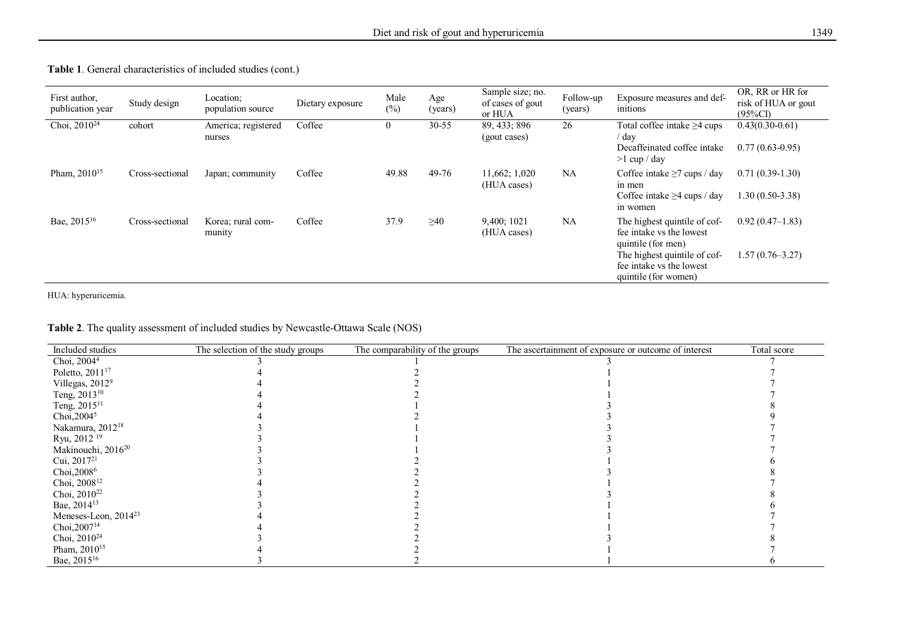**Table 1**. General characteristics of included studies (cont.)

| First author, publication year | Study design | Location; population source | Dietary exposure | Male (%) | Age (years) | Sample size; no. of cases of gout or HUA | Follow-up (years) | Exposure measures and definitions | OR, RR or HR for risk of HUA or gout (95%CI) |
|---|---|---|---|---|---|---|---|---|---|
| Choi, 2010[24] | cohort | America; registered nurses | Coffee | 0 | 30-55 | 89, 433; 896 (gout cases) | 26 | Total coffee intake ≥4 cups / day | 0.43(0.30-0.61) |
| | | | | | | | | Decaffeinated coffee intake >1 cup / day | 0.77 (0.63-0.95) |
| Pham, 2010[15] | Cross-sectional | Japan; community | Coffee | 49.88 | 49-76 | 11,662; 1,020 (HUA cases) | NA | Coffee intake ≥7 cups / day in men | 0.71 (0.39-1.30) |
| | | | | | | | | Coffee intake ≥4 cups / day in women | 1.30 (0.50-3.38) |
| Bae, 2015[16] | Cross-sectional | Korea; rural community | Coffee | 37.9 | ≥40 | 9,400; 1021 (HUA cases) | NA | The highest quintile of coffee intake vs the lowest quintile (for men) | 0.92 (0.47–1.83) |
| | | | | | | | | The highest quintile of coffee intake vs the lowest quintile (for women) | 1.57 (0.76–3.27) |

HUA: hyperuricemia.

**Table 2**. The quality assessment of included studies by Newcastle-Ottawa Scale (NOS)

| Included studies | The selection of the study groups | The comparability of the groups | The ascertainment of exposure or outcome of interest | Total score |
|---|---|---|---|---|
| Choi, 2004[4] | 3 | 1 | 3 | 7 |
| Poletto, 2011[17] | 4 | 2 | 1 | 7 |
| Villegas, 2012[9] | 4 | 2 | 1 | 7 |
| Teng, 2013[10] | 4 | 2 | 1 | 7 |
| Teng, 2015[11] | 4 | 1 | 3 | 8 |
| Choi,2004[5] | 4 | 2 | 3 | 9 |
| Nakamura, 2012[18] | 3 | 1 | 3 | 7 |
| Ryu, 2012[19] | 3 | 1 | 3 | 7 |
| Makinouchi, 2016[20] | 3 | 1 | 3 | 7 |
| Cui, 2017[21] | 3 | 2 | 1 | 6 |
| Choi,2008[6] | 3 | 2 | 3 | 8 |
| Choi, 2008[12] | 4 | 2 | 1 | 7 |
| Choi, 2010[22] | 3 | 2 | 3 | 8 |
| Bae, 2014[13] | 3 | 2 | 1 | 6 |
| Meneses-Leon, 2014[23] | 4 | 2 | 1 | 7 |
| Choi,2007[14] | 4 | 2 | 1 | 7 |
| Choi, 2010[24] | 3 | 2 | 3 | 8 |
| Pham, 2010[15] | 4 | 2 | 1 | 7 |
| Bae, 2015[16] | 3 | 2 | 1 | 6 |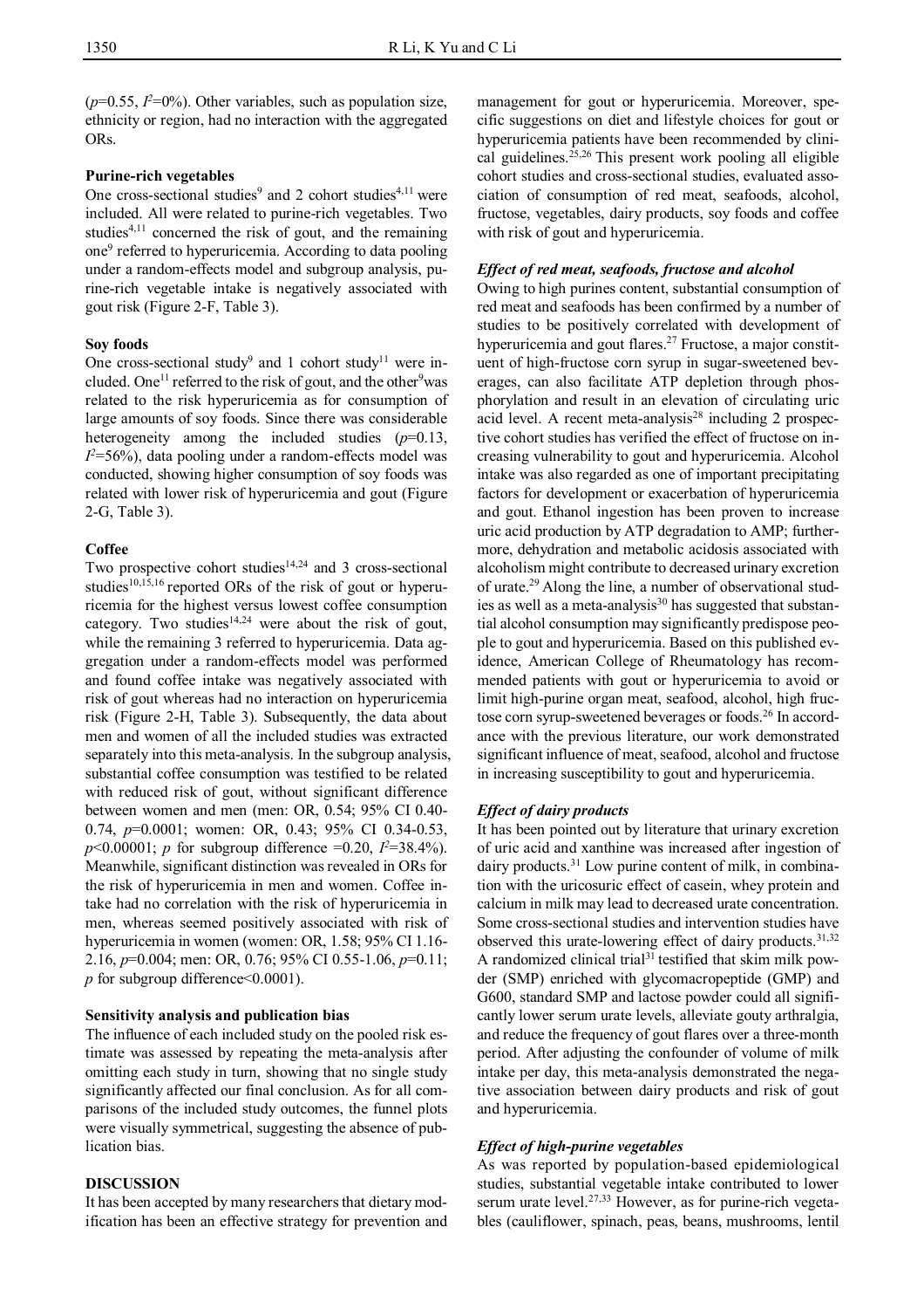($p$=0.55, $I^2$=0%). Other variables, such as population size, ethnicity or region, had no interaction with the aggregated ORs.

**Purine-rich vegetables**

One cross-sectional studies[9] and 2 cohort studies[4,11] were included. All were related to purine-rich vegetables. Two studies[4,11] concerned the risk of gout, and the remaining one[9] referred to hyperuricemia. According to data pooling under a random-effects model and subgroup analysis, purine-rich vegetable intake is negatively associated with gout risk (Figure 2-F, Table 3).

**Soy foods**

One cross-sectional study[9] and 1 cohort study[11] were included. One[11] referred to the risk of gout, and the other[9]was related to the risk hyperuricemia as for consumption of large amounts of soy foods. Since there was considerable heterogeneity among the included studies ($p$=0.13, $I^2$=56%), data pooling under a random-effects model was conducted, showing higher consumption of soy foods was related with lower risk of hyperuricemia and gout (Figure 2-G, Table 3).

**Coffee**

Two prospective cohort studies[14,24] and 3 cross-sectional studies[10,15,16] reported ORs of the risk of gout or hyperuricemia for the highest versus lowest coffee consumption category. Two studies[14,24] were about the risk of gout, while the remaining 3 referred to hyperuricemia. Data aggregation under a random-effects model was performed and found coffee intake was negatively associated with risk of gout whereas had no interaction on hyperuricemia risk (Figure 2-H, Table 3). Subsequently, the data about men and women of all the included studies was extracted separately into this meta-analysis. In the subgroup analysis, substantial coffee consumption was testified to be related with reduced risk of gout, without significant difference between women and men (men: OR, 0.54; 95% CI 0.40-0.74, $p$=0.0001; women: OR, 0.43; 95% CI 0.34-0.53, $p$<0.00001; $p$ for subgroup difference =0.20, $I^2$=38.4%). Meanwhile, significant distinction was revealed in ORs for the risk of hyperuricemia in men and women. Coffee intake had no correlation with the risk of hyperuricemia in men, whereas seemed positively associated with risk of hyperuricemia in women (women: OR, 1.58; 95% CI 1.16-2.16, $p$=0.004; men: OR, 0.76; 95% CI 0.55-1.06, $p$=0.11; $p$ for subgroup difference<0.0001).

**Sensitivity analysis and publication bias**

The influence of each included study on the pooled risk estimate was assessed by repeating the meta-analysis after omitting each study in turn, showing that no single study significantly affected our final conclusion. As for all comparisons of the included study outcomes, the funnel plots were visually symmetrical, suggesting the absence of publication bias.

## DISCUSSION

It has been accepted by many researchers that dietary modification has been an effective strategy for prevention and management for gout or hyperuricemia. Moreover, specific suggestions on diet and lifestyle choices for gout or hyperuricemia patients have been recommended by clinical guidelines.[25,26] This present work pooling all eligible cohort studies and cross-sectional studies, evaluated association of consumption of red meat, seafoods, alcohol, fructose, vegetables, dairy products, soy foods and coffee with risk of gout and hyperuricemia.

***Effect of red meat, seafoods, fructose and alcohol***

Owing to high purines content, substantial consumption of red meat and seafoods has been confirmed by a number of studies to be positively correlated with development of hyperuricemia and gout flares.[27] Fructose, a major constituent of high-fructose corn syrup in sugar-sweetened beverages, can also facilitate ATP depletion through phosphorylation and result in an elevation of circulating uric acid level. A recent meta-analysis[28] including 2 prospective cohort studies has verified the effect of fructose on increasing vulnerability to gout and hyperuricemia. Alcohol intake was also regarded as one of important precipitating factors for development or exacerbation of hyperuricemia and gout. Ethanol ingestion has been proven to increase uric acid production by ATP degradation to AMP; furthermore, dehydration and metabolic acidosis associated with alcoholism might contribute to decreased urinary excretion of urate.[29] Along the line, a number of observational studies as well as a meta-analysis[30] has suggested that substantial alcohol consumption may significantly predispose people to gout and hyperuricemia. Based on this published evidence, American College of Rheumatology has recommended patients with gout or hyperuricemia to avoid or limit high-purine organ meat, seafood, alcohol, high fructose corn syrup-sweetened beverages or foods.[26] In accordance with the previous literature, our work demonstrated significant influence of meat, seafood, alcohol and fructose in increasing susceptibility to gout and hyperuricemia.

***Effect of dairy products***

It has been pointed out by literature that urinary excretion of uric acid and xanthine was increased after ingestion of dairy products.[31] Low purine content of milk, in combination with the uricosuric effect of casein, whey protein and calcium in milk may lead to decreased urate concentration. Some cross-sectional studies and intervention studies have observed this urate-lowering effect of dairy products.[31,32] A randomized clinical trial[31] testified that skim milk powder (SMP) enriched with glycomacropeptide (GMP) and G600, standard SMP and lactose powder could all significantly lower serum urate levels, alleviate gouty arthralgia, and reduce the frequency of gout flares over a three-month period. After adjusting the confounder of volume of milk intake per day, this meta-analysis demonstrated the negative association between dairy products and risk of gout and hyperuricemia.

***Effect of high-purine vegetables***

As was reported by population-based epidemiological studies, substantial vegetable intake contributed to lower serum urate level.[27,33] However, as for purine-rich vegetables (cauliflower, spinach, peas, beans, mushrooms, lentil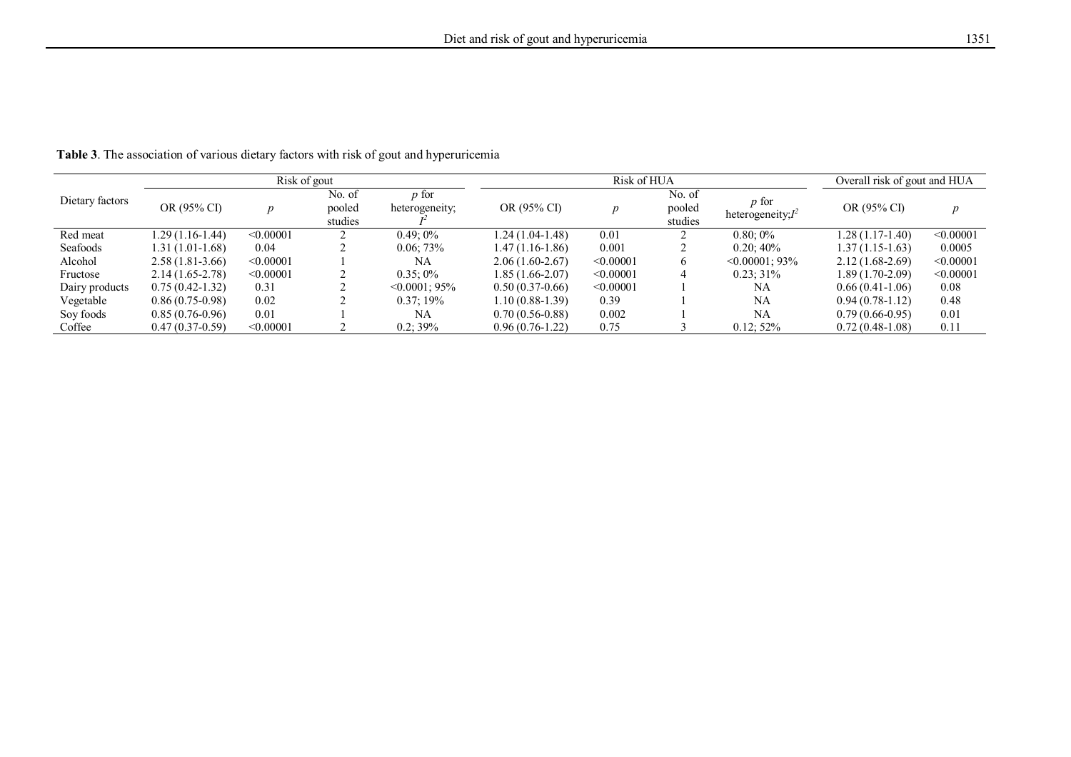**Table 3**. The association of various dietary factors with risk of gout and hyperuricemia

| Dietary factors | Risk of gout | | | | Risk of HUA | | | | Overall risk of gout and HUA | |
|---|---|---|---|---|---|---|---|---|---|---|
| | OR (95% CI) | $p$ | No. of pooled studies | $p$ for heterogeneity; $I^2$ | OR (95% CI) | $p$ | No. of pooled studies | $p$ for heterogeneity; $I^2$ | OR (95% CI) | $p$ |
| Red meat | 1.29 (1.16-1.44) | <0.00001 | 2 | 0.49; 0% | 1.24 (1.04-1.48) | 0.01 | 2 | 0.80; 0% | 1.28 (1.17-1.40) | <0.00001 |
| Seafoods | 1.31 (1.01-1.68) | 0.04 | 2 | 0.06; 73% | 1.47 (1.16-1.86) | 0.001 | 2 | 0.20; 40% | 1.37 (1.15-1.63) | 0.0005 |
| Alcohol | 2.58 (1.81-3.66) | <0.00001 | 1 | NA | 2.06 (1.60-2.67) | <0.00001 | 6 | <0.00001; 93% | 2.12 (1.68-2.69) | <0.00001 |
| Fructose | 2.14 (1.65-2.78) | <0.00001 | 2 | 0.35; 0% | 1.85 (1.66-2.07) | <0.00001 | 4 | 0.23; 31% | 1.89 (1.70-2.09) | <0.00001 |
| Dairy products | 0.75 (0.42-1.32) | 0.31 | 2 | <0.0001; 95% | 0.50 (0.37-0.66) | <0.00001 | 1 | NA | 0.66 (0.41-1.06) | 0.08 |
| Vegetable | 0.86 (0.75-0.98) | 0.02 | 2 | 0.37; 19% | 1.10 (0.88-1.39) | 0.39 | 1 | NA | 0.94 (0.78-1.12) | 0.48 |
| Soy foods | 0.85 (0.76-0.96) | 0.01 | 1 | NA | 0.70 (0.56-0.88) | 0.002 | 1 | NA | 0.79 (0.66-0.95) | 0.01 |
| Coffee | 0.47 (0.37-0.59) | <0.00001 | 2 | 0.2; 39% | 0.96 (0.76-1.22) | 0.75 | 3 | 0.12; 52% | 0.72 (0.48-1.08) | 0.11 |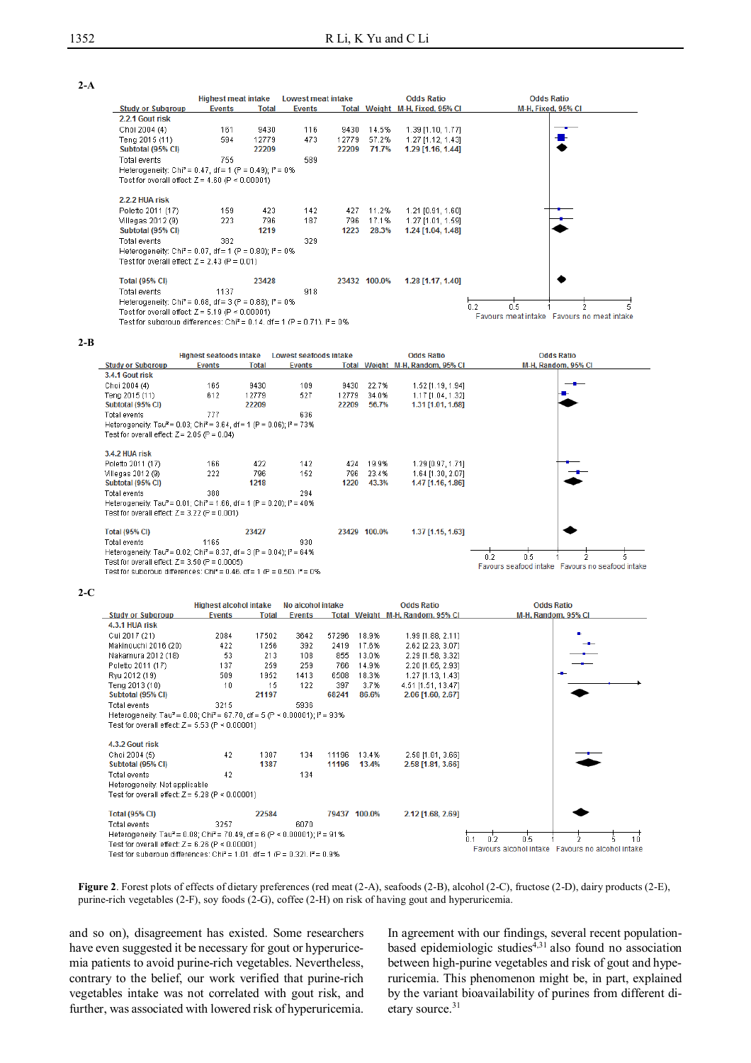**2-A**

| Study or Subgroup | Highest meat intake Events | Highest meat intake Total | Lowest meat intake Events | Lowest meat intake Total | Weight | Odds Ratio M-H, Fixed, 95% CI |
|---|---|---|---|---|---|---|
| **2.2.1 Gout risk** | | | | | | |
| Choi 2004 (4) | 161 | 9430 | 116 | 9430 | 14.5% | 1.39 [1.10, 1.77] |
| Teng 2015 (11) | 594 | 12779 | 473 | 12779 | 57.2% | 1.27 [1.12, 1.43] |
| **Subtotal (95% CI)** | | **22209** | | **22209** | **71.7%** | **1.29 [1.16, 1.44]** |
| Total events | 755 | | 589 | | | |
| Heterogeneity: Chi² = 0.47, df = 1 (P = 0.49); I² = 0% | | | | | | |
| Test for overall effect: Z = 4.60 (P < 0.00001) | | | | | | |
| **2.2.2 HUA risk** | | | | | | |
| Poletto 2011 (17) | 159 | 423 | 142 | 427 | 11.2% | 1.21 [0.91, 1.60] |
| Villegas 2012 (9) | 223 | 796 | 187 | 796 | 17.1% | 1.27 [1.01, 1.59] |
| **Subtotal (95% CI)** | | **1219** | | **1223** | **28.3%** | **1.24 [1.04, 1.48]** |
| Total events | 382 | | 329 | | | |
| Heterogeneity: Chi² = 0.07, df = 1 (P = 0.80); I² = 0% | | | | | | |
| Test for overall effect: Z = 2.43 (P = 0.01) | | | | | | |
| **Total (95% CI)** | | **23428** | | **23432** | **100.0%** | **1.28 [1.17, 1.40]** |
| Total events | 1137 | | 918 | | | |
| Heterogeneity: Chi² = 0.68, df = 3 (P = 0.88); I² = 0% | | | | | | |
| Test for overall effect: Z = 5.19 (P < 0.00001) | | | | | | |
| Test for subgroup differences: Chi² = 0.14, df = 1 (P = 0.71), I² = 0% | | | | | | |

Favours meat intake / Favours no meat intake

**2-B**

| Study or Subgroup | Highest seafoods intake Events | Highest seafoods intake Total | Lowest seafoods intake Events | Lowest seafoods intake Total | Weight | Odds Ratio M-H, Random, 95% CI |
|---|---|---|---|---|---|---|
| **3.4.1 Gout risk** | | | | | | |
| Choi 2004 (4) | 165 | 9430 | 109 | 9430 | 22.7% | 1.52 [1.19, 1.94] |
| Teng 2015 (11) | 612 | 12779 | 527 | 12779 | 34.0% | 1.17 [1.04, 1.32] |
| **Subtotal (95% CI)** | | **22209** | | **22209** | **56.7%** | **1.31 [1.01, 1.68]** |
| Total events | 777 | | 636 | | | |
| Heterogeneity: Tau² = 0.03; Chi² = 3.64, df = 1 (P = 0.06); I² = 73% | | | | | | |
| Test for overall effect: Z = 2.05 (P = 0.04) | | | | | | |
| **3.4.2 HUA risk** | | | | | | |
| Poletto 2011 (17) | 166 | 422 | 142 | 424 | 19.9% | 1.29 [0.97, 1.71] |
| Villegas 2012 (9) | 222 | 796 | 152 | 796 | 23.4% | 1.64 [1.30, 2.07] |
| **Subtotal (95% CI)** | | **1218** | | **1220** | **43.3%** | **1.47 [1.16, 1.86]** |
| Total events | 388 | | 294 | | | |
| Heterogeneity: Tau² = 0.01; Chi² = 1.66, df = 1 (P = 0.20); I² = 40% | | | | | | |
| Test for overall effect: Z = 3.22 (P = 0.001) | | | | | | |
| **Total (95% CI)** | | **23427** | | **23429** | **100.0%** | **1.37 [1.15, 1.63]** |
| Total events | 1165 | | 930 | | | |
| Heterogeneity: Tau² = 0.02; Chi² = 8.37, df = 3 (P = 0.04); I² = 64% | | | | | | |
| Test for overall effect: Z = 3.50 (P = 0.0005) | | | | | | |
| Test for subgroup differences: Chi² = 0.46, df = 1 (P = 0.50), I² = 0% | | | | | | |

Favours seafood intake / Favours no seafood intake

**2-C**

| Study or Subgroup | Highest alcohol intake Events | Highest alcohol intake Total | No alcohol intake Events | No alcohol intake Total | Weight | Odds Ratio M-H, Random, 95% CI |
|---|---|---|---|---|---|---|
| **4.3.1 HUA risk** | | | | | | |
| Cui 2017 (21) | 2084 | 17502 | 3642 | 57296 | 18.9% | 1.99 [1.88, 2.11] |
| Makinouchi 2016 (20) | 422 | 1256 | 392 | 2419 | 17.6% | 2.62 [2.23, 3.07] |
| Nakamura 2012 (18) | 53 | 213 | 108 | 855 | 13.0% | 2.29 [1.58, 3.32] |
| Poletto 2011 (17) | 137 | 259 | 259 | 766 | 14.9% | 2.20 [1.65, 2.93] |
| Ryu 2012 (19) | 509 | 1952 | 1413 | 6508 | 18.3% | 1.27 [1.13, 1.43] |
| Teng 2013 (10) | 10 | 15 | 122 | 397 | 3.7% | 4.51 [1.51, 13.47] |
| **Subtotal (95% CI)** | | **21197** | | **68241** | **86.6%** | **2.06 [1.60, 2.67]** |
| Total events | 3215 | | 5936 | | | |
| Heterogeneity: Tau² = 0.08; Chi² = 67.70, df = 5 (P < 0.00001); I² = 93% | | | | | | |
| Test for overall effect: Z = 5.53 (P < 0.00001) | | | | | | |
| **4.3.2 Gout risk** | | | | | | |
| Choi 2004 (5) | 42 | 1387 | 134 | 11196 | 13.4% | 2.58 [1.81, 3.66] |
| **Subtotal (95% CI)** | | **1387** | | **11196** | **13.4%** | **2.58 [1.81, 3.66]** |
| Total events | 42 | | 134 | | | |
| Heterogeneity: Not applicable | | | | | | |
| Test for overall effect: Z = 5.28 (P < 0.00001) | | | | | | |
| **Total (95% CI)** | | **22584** | | **79437** | **100.0%** | **2.12 [1.68, 2.69]** |
| Total events | 3257 | | 6070 | | | |
| Heterogeneity: Tau² = 0.08; Chi² = 70.49, df = 6 (P < 0.00001); I² = 91% | | | | | | |
| Test for overall effect: Z = 6.26 (P < 0.00001) | | | | | | |
| Test for subgroup differences: Chi² = 1.01, df = 1 (P = 0.32), I² = 0.9% | | | | | | |

Favours alcohol intake / Favours no alcohol intake

**Figure 2**. Forest plots of effects of dietary preferences (red meat (2-A), seafoods (2-B), alcohol (2-C), fructose (2-D), dairy products (2-E), purine-rich vegetables (2-F), soy foods (2-G), coffee (2-H) on risk of having gout and hyperuricemia.

and so on), disagreement has existed. Some researchers have even suggested it be necessary for gout or hyperuricemia patients to avoid purine-rich vegetables. Nevertheless, contrary to the belief, our work verified that purine-rich vegetables intake was not correlated with gout risk, and further, was associated with lowered risk of hyperuricemia. In agreement with our findings, several recent population-based epidemiologic studies[4,31] also found no association between high-purine vegetables and risk of gout and hyperuricemia. This phenomenon might be, in part, explained by the variant bioavailability of purines from different dietary source.[31]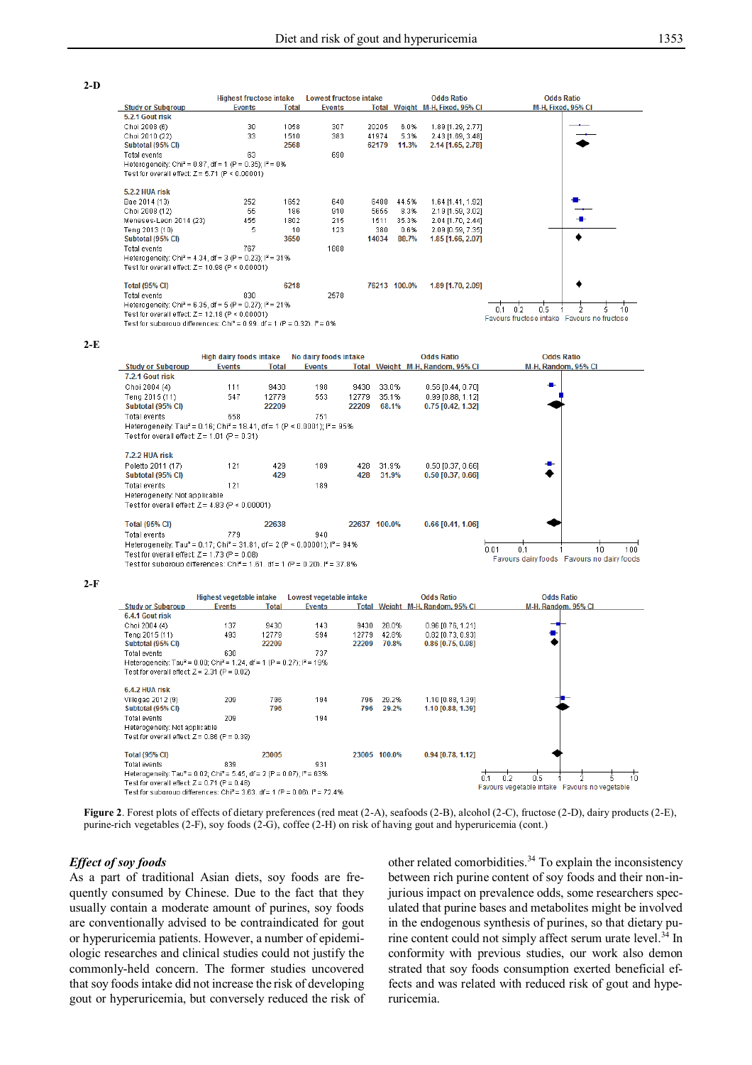**2-D**

| Study or Subgroup | Highest fructose intake Events | Total | Lowest fructose intake Events | Total | Weight | Odds Ratio M-H, Fixed, 95% CI |
|---|---|---|---|---|---|---|
| **5.2.1 Gout risk** | | | | | | |
| Choi 2008 (6) | 30 | 1058 | 307 | 20205 | 6.0% | 1.89 [1.29, 2.77] |
| Choi 2010 (22) | 33 | 1510 | 383 | 41974 | 5.3% | 2.43 [1.69, 3.48] |
| **Subtotal (95% CI)** | | **2568** | | **62179** | **11.3%** | **2.14 [1.65, 2.78]** |
| Total events | 63 | | 690 | | | |
| Heterogeneity: Chi² = 0.87, df = 1 (P = 0.35); I² = 0% | | | | | | |
| Test for overall effect: Z = 5.71 (P < 0.00001) | | | | | | |
| **5.2.2 HUA risk** | | | | | | |
| Bae 2014 (13) | 252 | 1652 | 640 | 6488 | 44.5% | 1.64 [1.41, 1.92] |
| Choi 2008 (12) | 55 | 186 | 910 | 5665 | 8.3% | 2.19 [1.59, 3.02] |
| Meneses-Leon 2014 (23) | 455 | 1802 | 215 | 1511 | 35.3% | 2.04 [1.70, 2.44] |
| Teng 2013 (10) | 5 | 10 | 123 | 380 | 0.6% | 2.09 [0.59, 7.35] |
| **Subtotal (95% CI)** | | **3650** | | **14034** | **88.7%** | **1.85 [1.66, 2.07]** |
| Total events | 767 | | 1888 | | | |
| Heterogeneity: Chi² = 4.34, df = 3 (P = 0.23); I² = 31% | | | | | | |
| Test for overall effect: Z = 10.98 (P < 0.00001) | | | | | | |
| **Total (95% CI)** | | **6218** | | **76213** | **100.0%** | **1.89 [1.70, 2.09]** |
| Total events | 830 | | 2578 | | | |
| Heterogeneity: Chi² = 6.35, df = 5 (P = 0.27); I² = 21% | | | | | | |
| Test for overall effect: Z = 12.18 (P < 0.00001) | | | | | | |
| Test for subgroup differences: Chi² = 0.99, df = 1 (P = 0.32), I² = 0% | | | | | | |

Odds Ratio M-H, Fixed, 95% CI (axis 0.1–10): Favours fructose intake / Favours no fructose

**2-E**

| Study or Subgroup | High dairy foods intake Events | Total | No dairy foods intake Events | Total | Weight | Odds Ratio M-H, Random, 95% CI |
|---|---|---|---|---|---|---|
| **7.2.1 Gout risk** | | | | | | |
| Choi 2004 (4) | 111 | 9430 | 198 | 9430 | 33.0% | 0.56 [0.44, 0.70] |
| Teng 2015 (11) | 547 | 12779 | 553 | 12779 | 35.1% | 0.99 [0.88, 1.12] |
| **Subtotal (95% CI)** | | **22209** | | **22209** | **68.1%** | **0.75 [0.42, 1.32]** |
| Total events | 658 | | 751 | | | |
| Heterogeneity: Tau² = 0.16; Chi² = 18.41, df = 1 (P < 0.0001); I² = 95% | | | | | | |
| Test for overall effect: Z = 1.01 (P = 0.31) | | | | | | |
| **7.2.2 HUA risk** | | | | | | |
| Poletto 2011 (17) | 121 | 429 | 189 | 428 | 31.9% | 0.50 [0.37, 0.66] |
| **Subtotal (95% CI)** | | **429** | | **428** | **31.9%** | **0.50 [0.37, 0.66]** |
| Total events | 121 | | 189 | | | |
| Heterogeneity: Not applicable | | | | | | |
| Test for overall effect: Z = 4.83 (P < 0.00001) | | | | | | |
| **Total (95% CI)** | | **22638** | | **22637** | **100.0%** | **0.66 [0.41, 1.06]** |
| Total events | 779 | | 940 | | | |
| Heterogeneity: Tau² = 0.17; Chi² = 31.81, df = 2 (P < 0.00001); I² = 94% | | | | | | |
| Test for overall effect: Z = 1.73 (P = 0.08) | | | | | | |
| Test for subgroup differences: Chi² = 1.61, df = 1 (P = 0.20), I² = 37.8% | | | | | | |

Odds Ratio M-H, Random, 95% CI (axis 0.01–100): Favours dairy foods / Favours no dairy foods

**2-F**

| Study or Subgroup | Highest vegetable intake Events | Total | Lowest vegetable intake Events | Total | Weight | Odds Ratio M-H, Random, 95% CI |
|---|---|---|---|---|---|---|
| **6.4.1 Gout risk** | | | | | | |
| Choi 2004 (4) | 137 | 9430 | 143 | 9430 | 28.0% | 0.96 [0.76, 1.21] |
| Teng 2015 (11) | 493 | 12779 | 594 | 12779 | 42.8% | 0.82 [0.73, 0.93] |
| **Subtotal (95% CI)** | | **22209** | | **22209** | **70.8%** | **0.86 [0.75, 0.98]** |
| Total events | 630 | | 737 | | | |
| Heterogeneity: Tau² = 0.00; Chi² = 1.24, df = 1 (P = 0.27); I² = 19% | | | | | | |
| Test for overall effect: Z = 2.31 (P = 0.02) | | | | | | |
| **6.4.2 HUA risk** | | | | | | |
| Villegas 2012 (9) | 209 | 796 | 194 | 796 | 29.2% | 1.10 [0.88, 1.39] |
| **Subtotal (95% CI)** | | **796** | | **796** | **29.2%** | **1.10 [0.88, 1.39]** |
| Total events | 209 | | 194 | | | |
| Heterogeneity: Not applicable | | | | | | |
| Test for overall effect: Z = 0.86 (P = 0.39) | | | | | | |
| **Total (95% CI)** | | **23005** | | **23005** | **100.0%** | **0.94 [0.78, 1.12]** |
| Total events | 839 | | 931 | | | |
| Heterogeneity: Tau² = 0.02; Chi² = 5.45, df = 2 (P = 0.07); I² = 63% | | | | | | |
| Test for overall effect: Z = 0.71 (P = 0.48) | | | | | | |
| Test for subgroup differences: Chi² = 3.63, df = 1 (P = 0.06), I² = 72.4% | | | | | | |

Odds Ratio M-H, Random, 95% CI (axis 0.1–10): Favours vegetable intake / Favours no vegetable

**Figure 2**. Forest plots of effects of dietary preferences (red meat (2-A), seafoods (2-B), alcohol (2-C), fructose (2-D), dairy products (2-E), purine-rich vegetables (2-F), soy foods (2-G), coffee (2-H) on risk of having gout and hyperuricemia (cont.)

### *Effect of soy foods*

As a part of traditional Asian diets, soy foods are frequently consumed by Chinese. Due to the fact that they usually contain a moderate amount of purines, soy foods are conventionally advised to be contraindicated for gout or hyperuricemia patients. However, a number of epidemiologic researches and clinical studies could not justify the commonly-held concern. The former studies uncovered that soy foods intake did not increase the risk of developing gout or hyperuricemia, but conversely reduced the risk of other related comorbidities.[34] To explain the inconsistency between rich purine content of soy foods and their non-injurious impact on prevalence odds, some researchers speculated that purine bases and metabolites might be involved in the endogenous synthesis of purines, so that dietary purine content could not simply affect serum urate level.[34] In conformity with previous studies, our work also demonstrated that soy foods consumption exerted beneficial effects and was related with reduced risk of gout and hyperuricemia.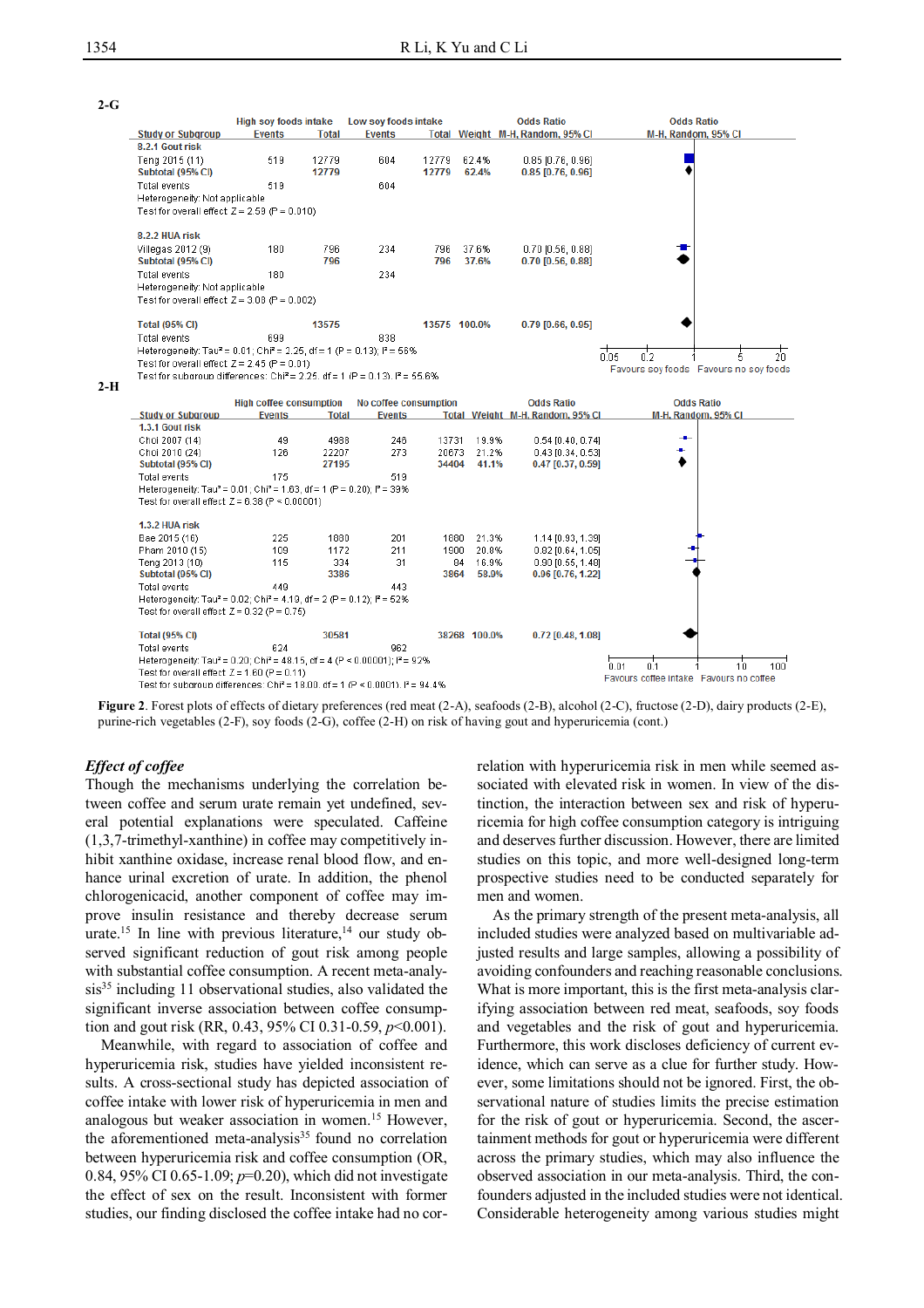**2-G**

| Study or Subgroup | High soy foods intake Events | High soy foods intake Total | Low soy foods intake Events | Low soy foods intake Total | Weight | Odds Ratio M-H, Random, 95% CI |
|---|---|---|---|---|---|---|
| **8.2.1 Gout risk** | | | | | | |
| Teng 2015 (11) | 519 | 12779 | 604 | 12779 | 62.4% | 0.85 [0.76, 0.96] |
| **Subtotal (95% CI)** | | **12779** | | **12779** | **62.4%** | **0.85 [0.76, 0.96]** |
| Total events | 519 | | 604 | | | |
| Heterogeneity: Not applicable | | | | | | |
| Test for overall effect: Z = 2.59 (P = 0.010) | | | | | | |
| **8.2.2 HUA risk** | | | | | | |
| Villegas 2012 (9) | 180 | 796 | 234 | 796 | 37.6% | 0.70 [0.56, 0.88] |
| **Subtotal (95% CI)** | | **796** | | **796** | **37.6%** | **0.70 [0.56, 0.88]** |
| Total events | 180 | | 234 | | | |
| Heterogeneity: Not applicable | | | | | | |
| Test for overall effect: Z = 3.08 (P = 0.002) | | | | | | |
| **Total (95% CI)** | | **13575** | | **13575** | **100.0%** | **0.79 [0.66, 0.95]** |
| Total events | 699 | | 838 | | | |

Heterogeneity: Tau² = 0.01; Chi² = 2.25, df = 1 (P = 0.13); I² = 56%
Test for overall effect: Z = 2.45 (P = 0.01)
Test for subgroup differences: Chi² = 2.25, df = 1 (P = 0.13), I² = 55.6%

Favours soy foods / Favours no soy foods

**2-H**

| Study or Subgroup | High coffee consumption Events | High coffee consumption Total | No coffee consumption Events | No coffee consumption Total | Weight | Odds Ratio M-H, Random, 95% CI |
|---|---|---|---|---|---|---|
| **1.3.1 Gout risk** | | | | | | |
| Choi 2007 (14) | 49 | 4988 | 246 | 13731 | 19.9% | 0.54 [0.40, 0.74] |
| Choi 2010 (24) | 126 | 22207 | 273 | 20673 | 21.2% | 0.43 [0.34, 0.53] |
| **Subtotal (95% CI)** | | **27195** | | **34404** | **41.1%** | **0.47 [0.37, 0.59]** |
| Total events | 175 | | 519 | | | |
| Heterogeneity: Tau² = 0.01; Chi² = 1.63, df = 1 (P = 0.20); I² = 39% | | | | | | |
| Test for overall effect: Z = 6.38 (P < 0.00001) | | | | | | |
| **1.3.2 HUA risk** | | | | | | |
| Bae 2015 (16) | 225 | 1880 | 201 | 1880 | 21.3% | 1.14 [0.93, 1.39] |
| Pham 2010 (15) | 109 | 1172 | 211 | 1900 | 20.8% | 0.82 [0.64, 1.05] |
| Teng 2013 (10) | 115 | 334 | 31 | 84 | 16.9% | 0.90 [0.55, 1.48] |
| **Subtotal (95% CI)** | | **3386** | | **3864** | **58.9%** | **0.96 [0.76, 1.22]** |
| Total events | 449 | | 443 | | | |
| Heterogeneity: Tau² = 0.02; Chi² = 4.19, df = 2 (P = 0.12); I² = 52% | | | | | | |
| Test for overall effect: Z = 0.32 (P = 0.75) | | | | | | |
| **Total (95% CI)** | | **30581** | | **38268** | **100.0%** | **0.72 [0.48, 1.08]** |
| Total events | 624 | | 962 | | | |

Heterogeneity: Tau² = 0.20; Chi² = 48.15, df = 4 (P < 0.00001); I² = 92%
Test for overall effect: Z = 1.60 (P = 0.11)
Test for subgroup differences: Chi² = 18.00, df = 1 (P < 0.0001), I² = 94.4%

Favours coffee intake / Favours no coffee

**Figure 2**. Forest plots of effects of dietary preferences (red meat (2-A), seafoods (2-B), alcohol (2-C), fructose (2-D), dairy products (2-E), purine-rich vegetables (2-F), soy foods (2-G), coffee (2-H) on risk of having gout and hyperuricemia (cont.)

### *Effect of coffee*

Though the mechanisms underlying the correlation between coffee and serum urate remain yet undefined, several potential explanations were speculated. Caffeine (1,3,7-trimethyl-xanthine) in coffee may competitively inhibit xanthine oxidase, increase renal blood flow, and enhance urinal excretion of urate. In addition, the phenol chlorogenicacid, another component of coffee may improve insulin resistance and thereby decrease serum urate.[15] In line with previous literature,[14] our study observed significant reduction of gout risk among people with substantial coffee consumption. A recent meta-analysis[35] including 11 observational studies, also validated the significant inverse association between coffee consumption and gout risk (RR, 0.43, 95% CI 0.31-0.59, $p$<0.001).

Meanwhile, with regard to association of coffee and hyperuricemia risk, studies have yielded inconsistent results. A cross-sectional study has depicted association of coffee intake with lower risk of hyperuricemia in men and analogous but weaker association in women.[15] However, the aforementioned meta-analysis[35] found no correlation between hyperuricemia risk and coffee consumption (OR, 0.84, 95% CI 0.65-1.09; $p$=0.20), which did not investigate the effect of sex on the result. Inconsistent with former studies, our finding disclosed the coffee intake had no correlation with hyperuricemia risk in men while seemed associated with elevated risk in women. In view of the distinction, the interaction between sex and risk of hyperuricemia for high coffee consumption category is intriguing and deserves further discussion. However, there are limited studies on this topic, and more well-designed long-term prospective studies need to be conducted separately for men and women.

As the primary strength of the present meta-analysis, all included studies were analyzed based on multivariable adjusted results and large samples, allowing a possibility of avoiding confounders and reaching reasonable conclusions. What is more important, this is the first meta-analysis clarifying association between red meat, seafoods, soy foods and vegetables and the risk of gout and hyperuricemia. Furthermore, this work discloses deficiency of current evidence, which can serve as a clue for further study. However, some limitations should not be ignored. First, the observational nature of studies limits the precise estimation for the risk of gout or hyperuricemia. Second, the ascertainment methods for gout or hyperuricemia were different across the primary studies, which may also influence the observed association in our meta-analysis. Third, the confounders adjusted in the included studies were not identical. Considerable heterogeneity among various studies might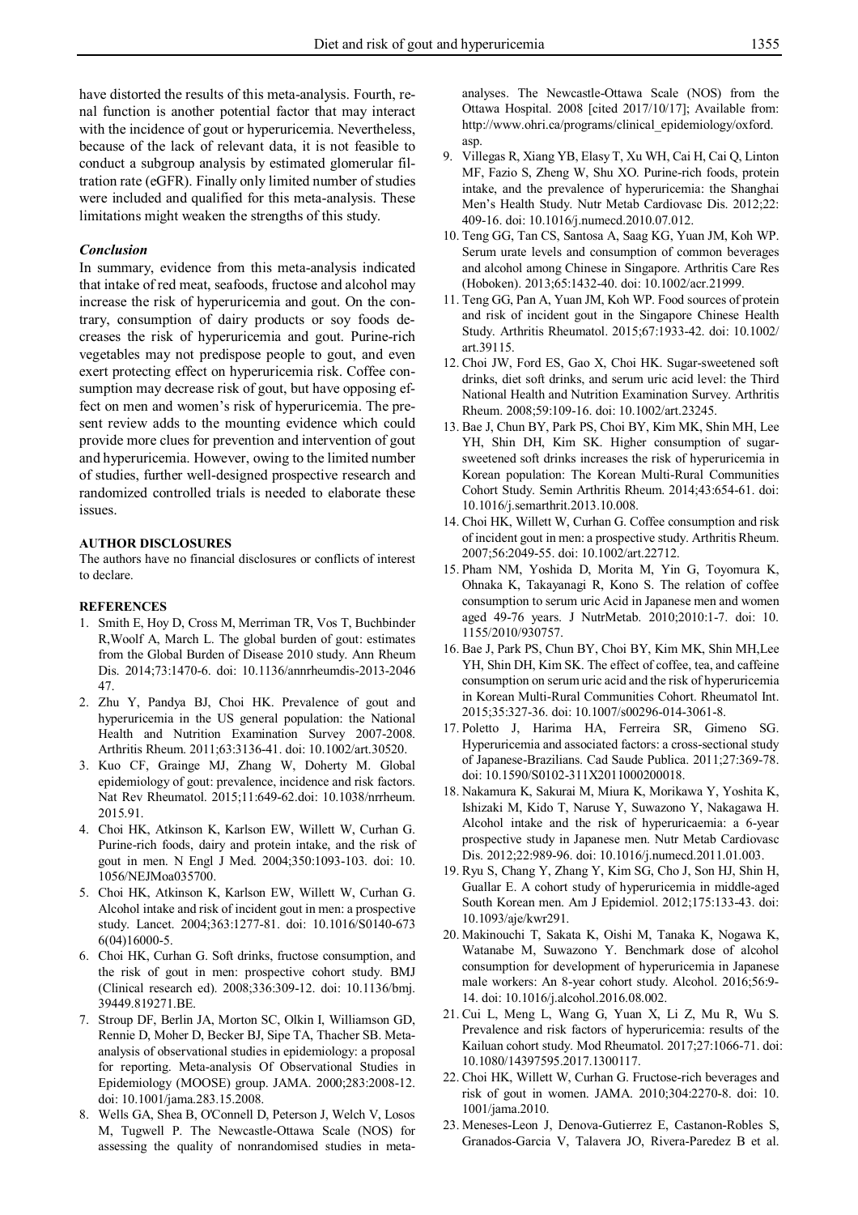have distorted the results of this meta-analysis. Fourth, renal function is another potential factor that may interact with the incidence of gout or hyperuricemia. Nevertheless, because of the lack of relevant data, it is not feasible to conduct a subgroup analysis by estimated glomerular filtration rate (eGFR). Finally only limited number of studies were included and qualified for this meta-analysis. These limitations might weaken the strengths of this study.

### *Conclusion*

In summary, evidence from this meta-analysis indicated that intake of red meat, seafoods, fructose and alcohol may increase the risk of hyperuricemia and gout. On the contrary, consumption of dairy products or soy foods decreases the risk of hyperuricemia and gout. Purine-rich vegetables may not predispose people to gout, and even exert protecting effect on hyperuricemia risk. Coffee consumption may decrease risk of gout, but have opposing effect on men and women's risk of hyperuricemia. The present review adds to the mounting evidence which could provide more clues for prevention and intervention of gout and hyperuricemia. However, owing to the limited number of studies, further well-designed prospective research and randomized controlled trials is needed to elaborate these issues.

## AUTHOR DISCLOSURES

The authors have no financial disclosures or conflicts of interest to declare.

## REFERENCES

1. Smith E, Hoy D, Cross M, Merriman TR, Vos T, Buchbinder R,Woolf A, March L. The global burden of gout: estimates from the Global Burden of Disease 2010 study. Ann Rheum Dis. 2014;73:1470-6. doi: 10.1136/annrheumdis-2013-204647.
2. Zhu Y, Pandya BJ, Choi HK. Prevalence of gout and hyperuricemia in the US general population: the National Health and Nutrition Examination Survey 2007-2008. Arthritis Rheum. 2011;63:3136-41. doi: 10.1002/art.30520.
3. Kuo CF, Grainge MJ, Zhang W, Doherty M. Global epidemiology of gout: prevalence, incidence and risk factors. Nat Rev Rheumatol. 2015;11:649-62.doi: 10.1038/nrrheum.2015.91.
4. Choi HK, Atkinson K, Karlson EW, Willett W, Curhan G. Purine-rich foods, dairy and protein intake, and the risk of gout in men. N Engl J Med. 2004;350:1093-103. doi: 10.1056/NEJMoa035700.
5. Choi HK, Atkinson K, Karlson EW, Willett W, Curhan G. Alcohol intake and risk of incident gout in men: a prospective study. Lancet. 2004;363:1277-81. doi: 10.1016/S0140-6736(04)16000-5.
6. Choi HK, Curhan G. Soft drinks, fructose consumption, and the risk of gout in men: prospective cohort study. BMJ (Clinical research ed). 2008;336:309-12. doi: 10.1136/bmj.39449.819271.BE.
7. Stroup DF, Berlin JA, Morton SC, Olkin I, Williamson GD, Rennie D, Moher D, Becker BJ, Sipe TA, Thacher SB. Meta-analysis of observational studies in epidemiology: a proposal for reporting. Meta-analysis Of Observational Studies in Epidemiology (MOOSE) group. JAMA. 2000;283:2008-12. doi: 10.1001/jama.283.15.2008.
8. Wells GA, Shea B, O'Connell D, Peterson J, Welch V, Losos M, Tugwell P. The Newcastle-Ottawa Scale (NOS) for assessing the quality of nonrandomised studies in meta-analyses. The Newcastle-Ottawa Scale (NOS) from the Ottawa Hospital. 2008 [cited 2017/10/17]; Available from: http://www.ohri.ca/programs/clinical_epidemiology/oxford.asp.
9. Villegas R, Xiang YB, Elasy T, Xu WH, Cai H, Cai Q, Linton MF, Fazio S, Zheng W, Shu XO. Purine-rich foods, protein intake, and the prevalence of hyperuricemia: the Shanghai Men's Health Study. Nutr Metab Cardiovasc Dis. 2012;22:409-16. doi: 10.1016/j.numecd.2010.07.012.
10. Teng GG, Tan CS, Santosa A, Saag KG, Yuan JM, Koh WP. Serum urate levels and consumption of common beverages and alcohol among Chinese in Singapore. Arthritis Care Res (Hoboken). 2013;65:1432-40. doi: 10.1002/acr.21999.
11. Teng GG, Pan A, Yuan JM, Koh WP. Food sources of protein and risk of incident gout in the Singapore Chinese Health Study. Arthritis Rheumatol. 2015;67:1933-42. doi: 10.1002/art.39115.
12. Choi JW, Ford ES, Gao X, Choi HK. Sugar-sweetened soft drinks, diet soft drinks, and serum uric acid level: the Third National Health and Nutrition Examination Survey. Arthritis Rheum. 2008;59:109-16. doi: 10.1002/art.23245.
13. Bae J, Chun BY, Park PS, Choi BY, Kim MK, Shin MH, Lee YH, Shin DH, Kim SK. Higher consumption of sugar-sweetened soft drinks increases the risk of hyperuricemia in Korean population: The Korean Multi-Rural Communities Cohort Study. Semin Arthritis Rheum. 2014;43:654-61. doi: 10.1016/j.semarthrit.2013.10.008.
14. Choi HK, Willett W, Curhan G. Coffee consumption and risk of incident gout in men: a prospective study. Arthritis Rheum. 2007;56:2049-55. doi: 10.1002/art.22712.
15. Pham NM, Yoshida D, Morita M, Yin G, Toyomura K, Ohnaka K, Takayanagi R, Kono S. The relation of coffee consumption to serum uric Acid in Japanese men and women aged 49-76 years. J NutrMetab. 2010;2010:1-7. doi: 10.1155/2010/930757.
16. Bae J, Park PS, Chun BY, Choi BY, Kim MK, Shin MH,Lee YH, Shin DH, Kim SK. The effect of coffee, tea, and caffeine consumption on serum uric acid and the risk of hyperuricemia in Korean Multi-Rural Communities Cohort. Rheumatol Int. 2015;35:327-36. doi: 10.1007/s00296-014-3061-8.
17. Poletto J, Harima HA, Ferreira SR, Gimeno SG. Hyperuricemia and associated factors: a cross-sectional study of Japanese-Brazilians. Cad Saude Publica. 2011;27:369-78. doi: 10.1590/S0102-311X2011000200018.
18. Nakamura K, Sakurai M, Miura K, Morikawa Y, Yoshita K, Ishizaki M, Kido T, Naruse Y, Suwazono Y, Nakagawa H. Alcohol intake and the risk of hyperuricaemia: a 6-year prospective study in Japanese men. Nutr Metab Cardiovasc Dis. 2012;22:989-96. doi: 10.1016/j.numecd.2011.01.003.
19. Ryu S, Chang Y, Zhang Y, Kim SG, Cho J, Son HJ, Shin H, Guallar E. A cohort study of hyperuricemia in middle-aged South Korean men. Am J Epidemiol. 2012;175:133-43. doi: 10.1093/aje/kwr291.
20. Makinouchi T, Sakata K, Oishi M, Tanaka K, Nogawa K, Watanabe M, Suwazono Y. Benchmark dose of alcohol consumption for development of hyperuricemia in Japanese male workers: An 8-year cohort study. Alcohol. 2016;56:9-14. doi: 10.1016/j.alcohol.2016.08.002.
21. Cui L, Meng L, Wang G, Yuan X, Li Z, Mu R, Wu S. Prevalence and risk factors of hyperuricemia: results of the Kailuan cohort study. Mod Rheumatol. 2017;27:1066-71. doi: 10.1080/14397595.2017.1300117.
22. Choi HK, Willett W, Curhan G. Fructose-rich beverages and risk of gout in women. JAMA. 2010;304:2270-8. doi: 10.1001/jama.2010.
23. Meneses-Leon J, Denova-Gutierrez E, Castanon-Robles S, Granados-Garcia V, Talavera JO, Rivera-Paredez B et al.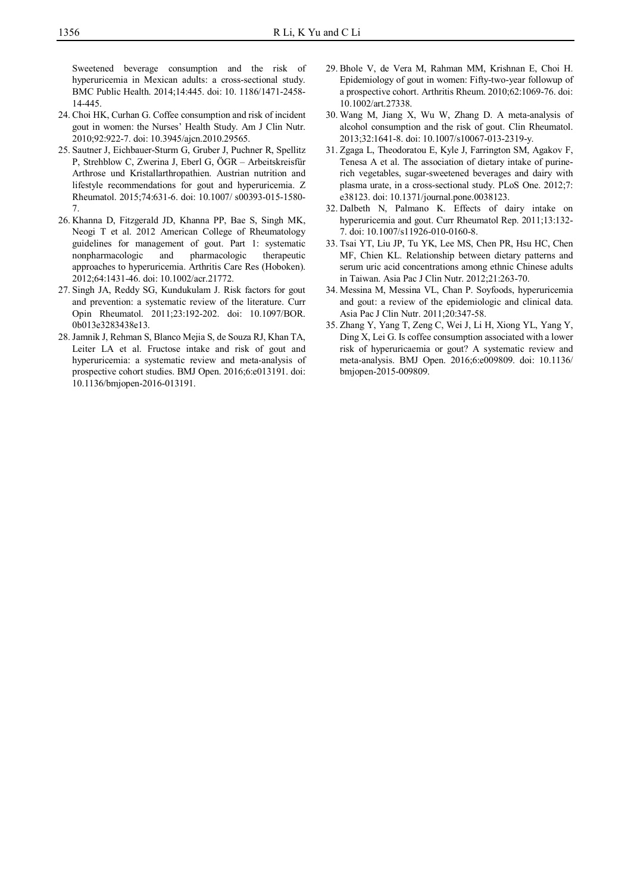Sweetened beverage consumption and the risk of hyperuricemia in Mexican adults: a cross-sectional study. BMC Public Health. 2014;14:445. doi: 10. 1186/1471-2458-14-445.

24. Choi HK, Curhan G. Coffee consumption and risk of incident gout in women: the Nurses' Health Study. Am J Clin Nutr. 2010;92:922-7. doi: 10.3945/ajcn.2010.29565.
25. Sautner J, Eichbauer-Sturm G, Gruber J, Puchner R, Spellitz P, Strehblow C, Zwerina J, Eberl G, ÖGR – Arbeitskreisfür Arthrose und Kristallarthropathien. Austrian nutrition and lifestyle recommendations for gout and hyperuricemia. Z Rheumatol. 2015;74:631-6. doi: 10.1007/ s00393-015-1580-7.
26. Khanna D, Fitzgerald JD, Khanna PP, Bae S, Singh MK, Neogi T et al. 2012 American College of Rheumatology guidelines for management of gout. Part 1: systematic nonpharmacologic and pharmacologic therapeutic approaches to hyperuricemia. Arthritis Care Res (Hoboken). 2012;64:1431-46. doi: 10.1002/acr.21772.
27. Singh JA, Reddy SG, Kundukulam J. Risk factors for gout and prevention: a systematic review of the literature. Curr Opin Rheumatol. 2011;23:192-202. doi: 10.1097/BOR. 0b013e3283438e13.
28. Jamnik J, Rehman S, Blanco Mejia S, de Souza RJ, Khan TA, Leiter LA et al. Fructose intake and risk of gout and hyperuricemia: a systematic review and meta-analysis of prospective cohort studies. BMJ Open. 2016;6:e013191. doi: 10.1136/bmjopen-2016-013191.
29. Bhole V, de Vera M, Rahman MM, Krishnan E, Choi H. Epidemiology of gout in women: Fifty-two-year followup of a prospective cohort. Arthritis Rheum. 2010;62:1069-76. doi: 10.1002/art.27338.
30. Wang M, Jiang X, Wu W, Zhang D. A meta-analysis of alcohol consumption and the risk of gout. Clin Rheumatol. 2013;32:1641-8. doi: 10.1007/s10067-013-2319-y.
31. Zgaga L, Theodoratou E, Kyle J, Farrington SM, Agakov F, Tenesa A et al. The association of dietary intake of purine-rich vegetables, sugar-sweetened beverages and dairy with plasma urate, in a cross-sectional study. PLoS One. 2012;7: e38123. doi: 10.1371/journal.pone.0038123.
32. Dalbeth N, Palmano K. Effects of dairy intake on hyperuricemia and gout. Curr Rheumatol Rep. 2011;13:132-7. doi: 10.1007/s11926-010-0160-8.
33. Tsai YT, Liu JP, Tu YK, Lee MS, Chen PR, Hsu HC, Chen MF, Chien KL. Relationship between dietary patterns and serum uric acid concentrations among ethnic Chinese adults in Taiwan. Asia Pac J Clin Nutr. 2012;21:263-70.
34. Messina M, Messina VL, Chan P. Soyfoods, hyperuricemia and gout: a review of the epidemiologic and clinical data. Asia Pac J Clin Nutr. 2011;20:347-58.
35. Zhang Y, Yang T, Zeng C, Wei J, Li H, Xiong YL, Yang Y, Ding X, Lei G. Is coffee consumption associated with a lower risk of hyperuricaemia or gout? A systematic review and meta-analysis. BMJ Open. 2016;6:e009809. doi: 10.1136/ bmjopen-2015-009809.